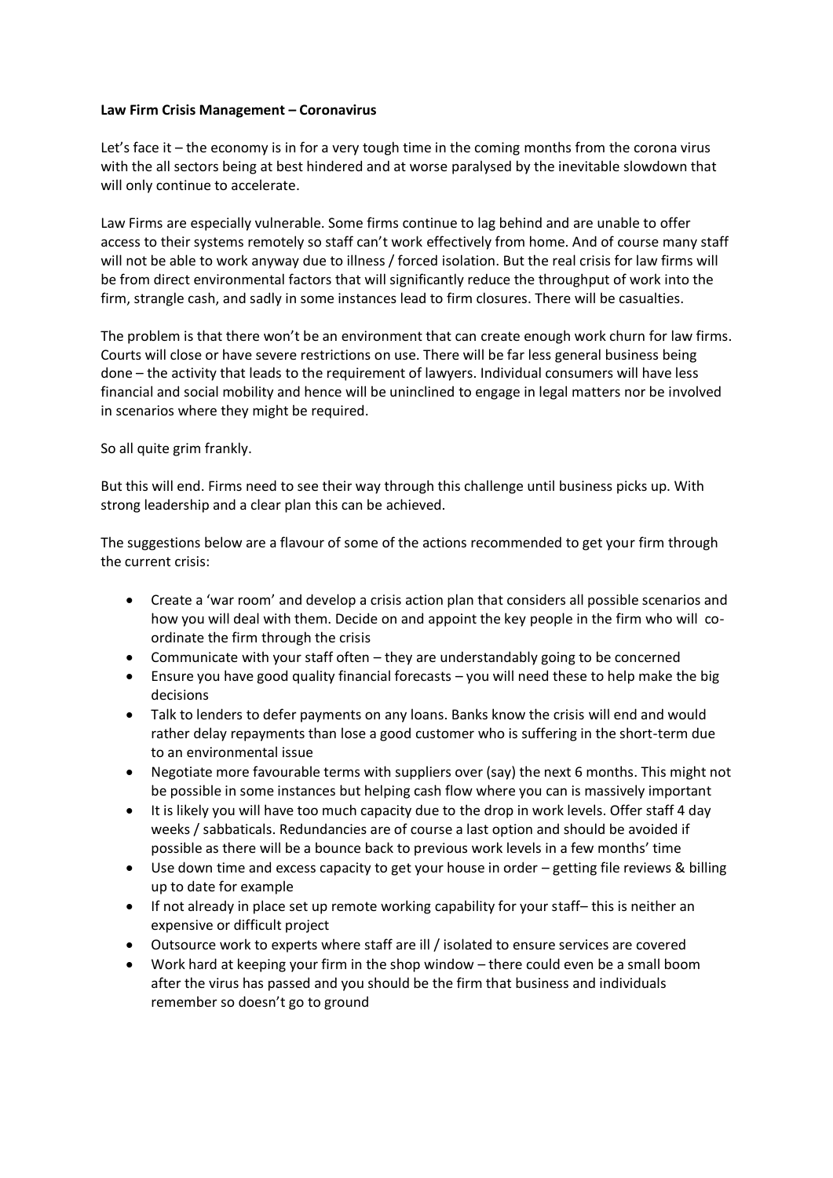**Law Firm Crisis Management – Coronavirus**

Let's face it – the economy is in for a very tough time in the coming months from the corona virus with the all sectors being at best hindered and at worse paralysed by the inevitable slowdown that will only continue to accelerate.

Law Firms are especially vulnerable. Some firms continue to lag behind and are unable to offer access to their systems remotely so staff can't work effectively from home. And of course many staff will not be able to work anyway due to illness / forced isolation. But the real crisis for law firms will be from direct environmental factors that will significantly reduce the throughput of work into the firm, strangle cash, and sadly in some instances lead to firm closures. There will be casualties.

The problem is that there won't be an environment that can create enough work churn for law firms. Courts will close or have severe restrictions on use. There will be far less general business being done – the activity that leads to the requirement of lawyers. Individual consumers will have less financial and social mobility and hence will be uninclined to engage in legal matters nor be involved in scenarios where they might be required.

So all quite grim frankly.

But this will end. Firms need to see their way through this challenge until business picks up. With strong leadership and a clear plan this can be achieved.

The suggestions below are a flavour of some of the actions recommended to get your firm through the current crisis:

- Create a 'war room' and develop a crisis action plan that considers all possible scenarios and how you will deal with them. Decide on and appoint the key people in the firm who will co-ordinate the firm through the crisis
- Communicate with your staff often – they are understandably going to be concerned
- Ensure you have good quality financial forecasts – you will need these to help make the big decisions
- Talk to lenders to defer payments on any loans. Banks know the crisis will end and would rather delay repayments than lose a good customer who is suffering in the short-term due to an environmental issue
- Negotiate more favourable terms with suppliers over (say) the next 6 months. This might not be possible in some instances but helping cash flow where you can is massively important
- It is likely you will have too much capacity due to the drop in work levels. Offer staff 4 day weeks / sabbaticals. Redundancies are of course a last option and should be avoided if possible as there will be a bounce back to previous work levels in a few months' time
- Use down time and excess capacity to get your house in order – getting file reviews & billing up to date for example
- If not already in place set up remote working capability for your staff– this is neither an expensive or difficult project
- Outsource work to experts where staff are ill / isolated to ensure services are covered
- Work hard at keeping your firm in the shop window – there could even be a small boom after the virus has passed and you should be the firm that business and individuals remember so doesn't go to ground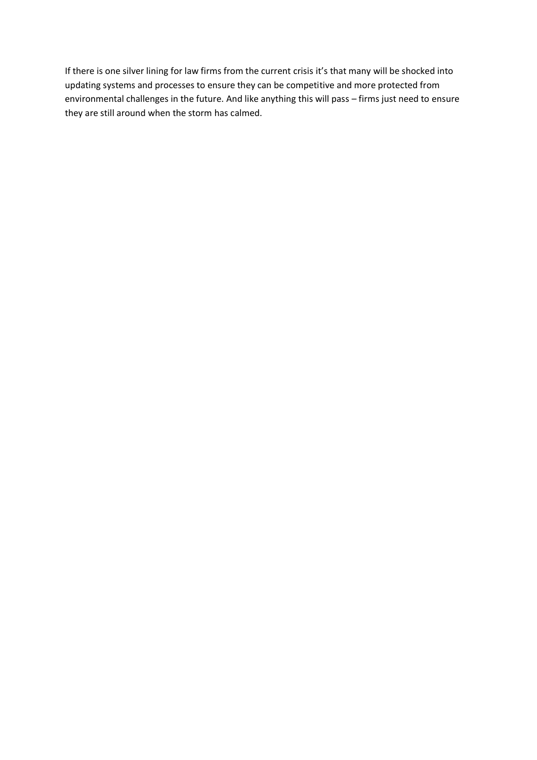If there is one silver lining for law firms from the current crisis it's that many will be shocked into updating systems and processes to ensure they can be competitive and more protected from environmental challenges in the future. And like anything this will pass – firms just need to ensure they are still around when the storm has calmed.